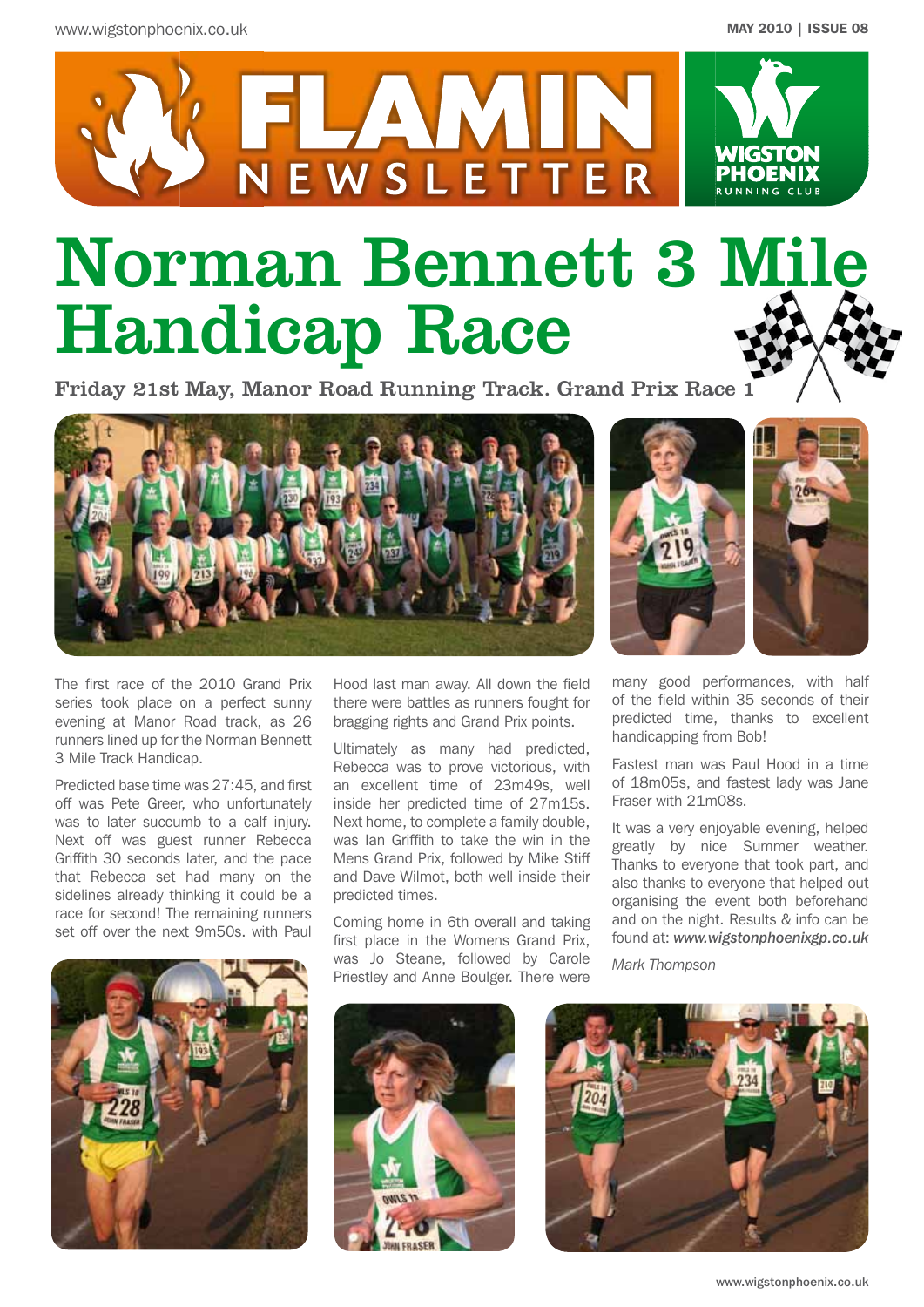# FLAMIN NEWSLETTER

WIGSTON PHOENIX RUNNING CLUB

MAY 2010 | ISSUE 08

# Norman Bennett 3 Mile Handicap Race

**Friday 21st May, Manor Road Running Track. Grand Prix Race 1**

The first race of the 2010 Grand Prix series took place on a perfect sunny evening at Manor Road track, as 26 runners lined up for the Norman Bennett 3 Mile Track Handicap.

Predicted base time was 27:45, and first off was Pete Greer, who unfortunately was to later succumb to a calf injury. Next off was guest runner Rebecca Griffith 30 seconds later, and the pace that Rebecca set had many on the sidelines already thinking it could be a race for second! The remaining runners set off over the next 9m50s. with Paul Hood last man away. All down the field there were battles as runners fought for bragging rights and Grand Prix points.

Ultimately as many had predicted, Rebecca was to prove victorious, with an excellent time of 23m49s, well inside her predicted time of 27m15s. Next home, to complete a family double, was Ian Griffith to take the win in the Mens Grand Prix, followed by Mike Stiff and Dave Wilmot, both well inside their predicted times.

Coming home in 6th overall and taking first place in the Womens Grand Prix, was Jo Steane, followed by Carole Priestley and Anne Boulger. There were many good performances, with half of the field within 35 seconds of their predicted time, thanks to excellent handicapping from Bob!

Fastest man was Paul Hood in a time of 18m05s, and fastest lady was Jane Fraser with 21m08s.

It was a very enjoyable evening, helped greatly by nice Summer weather. Thanks to everyone that took part, and also thanks to everyone that helped out organising the event both beforehand and on the night. Results & info can be found at: *www.wigstonphoenixgp.co.uk*

*Mark Thompson*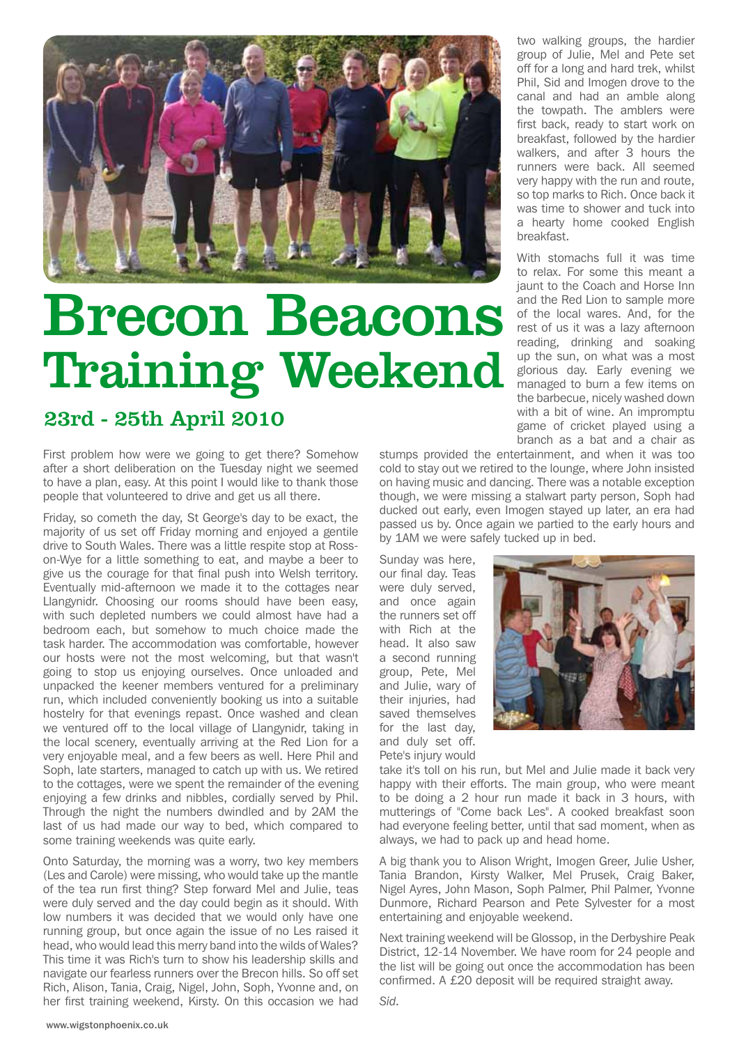# Brecon Beacons Training Weekend

## 23rd - 25th April 2010

First problem how were we going to get there? Somehow after a short deliberation on the Tuesday night we seemed to have a plan, easy. At this point I would like to thank those people that volunteered to drive and get us all there.

Friday, so cometh the day, St George's day to be exact, the majority of us set off Friday morning and enjoyed a gentile drive to South Wales. There was a little respite stop at Ross-on-Wye for a little something to eat, and maybe a beer to give us the courage for that final push into Welsh territory. Eventually mid-afternoon we made it to the cottages near Llangynidr. Choosing our rooms should have been easy, with such depleted numbers we could almost have had a bedroom each, but somehow to much choice made the task harder. The accommodation was comfortable, however our hosts were not the most welcoming, but that wasn't going to stop us enjoying ourselves. Once unloaded and unpacked the keener members ventured for a preliminary run, which included conveniently booking us into a suitable hostelry for that evenings repast. Once washed and clean we ventured off to the local village of Llangynidr, taking in the local scenery, eventually arriving at the Red Lion for a very enjoyable meal, and a few beers as well. Here Phil and Soph, late starters, managed to catch up with us. We retired to the cottages, were we spent the remainder of the evening enjoying a few drinks and nibbles, cordially served by Phil. Through the night the numbers dwindled and by 2AM the last of us had made our way to bed, which compared to some training weekends was quite early.

Onto Saturday, the morning was a worry, two key members (Les and Carole) were missing, who would take up the mantle of the tea run first thing? Step forward Mel and Julie, teas were duly served and the day could begin as it should. With low numbers it was decided that we would only have one running group, but once again the issue of no Les raised it head, who would lead this merry band into the wilds of Wales? This time it was Rich's turn to show his leadership skills and navigate our fearless runners over the Brecon hills. So off set Rich, Alison, Tania, Craig, Nigel, John, Soph, Yvonne and, on her first training weekend, Kirsty. On this occasion we had two walking groups, the hardier group of Julie, Mel and Pete set off for a long and hard trek, whilst Phil, Sid and Imogen drove to the canal and had an amble along the towpath. The amblers were first back, ready to start work on breakfast, followed by the hardier walkers, and after 3 hours the runners were back. All seemed very happy with the run and route, so top marks to Rich. Once back it was time to shower and tuck into a hearty home cooked English breakfast.

With stomachs full it was time to relax. For some this meant a jaunt to the Coach and Horse Inn and the Red Lion to sample more of the local wares. And, for the rest of us it was a lazy afternoon reading, drinking and soaking up the sun, on what was a most glorious day. Early evening we managed to burn a few items on the barbecue, nicely washed down with a bit of wine. An impromptu game of cricket played using a branch as a bat and a chair as stumps provided the entertainment, and when it was too cold to stay out we retired to the lounge, where John insisted on having music and dancing. There was a notable exception though, we were missing a stalwart party person, Soph had ducked out early, even Imogen stayed up later, an era had passed us by. Once again we partied to the early hours and by 1AM we were safely tucked up in bed.

Sunday was here, our final day. Teas were duly served, and once again the runners set off with Rich at the head. It also saw a second running group, Pete, Mel and Julie, wary of their injuries, had saved themselves for the last day, and duly set off. Pete's injury would take it's toll on his run, but Mel and Julie made it back very happy with their efforts. The main group, who were meant to be doing a 2 hour run made it back in 3 hours, with mutterings of "Come back Les". A cooked breakfast soon had everyone feeling better, until that sad moment, when as always, we had to pack up and head home.

A big thank you to Alison Wright, Imogen Greer, Julie Usher, Tania Brandon, Kirsty Walker, Mel Prusek, Craig Baker, Nigel Ayres, John Mason, Soph Palmer, Phil Palmer, Yvonne Dunmore, Richard Pearson and Pete Sylvester for a most entertaining and enjoyable weekend.

Next training weekend will be Glossop, in the Derbyshire Peak District, 12-14 November. We have room for 24 people and the list will be going out once the accommodation has been confirmed. A £20 deposit will be required straight away.

*Sid.*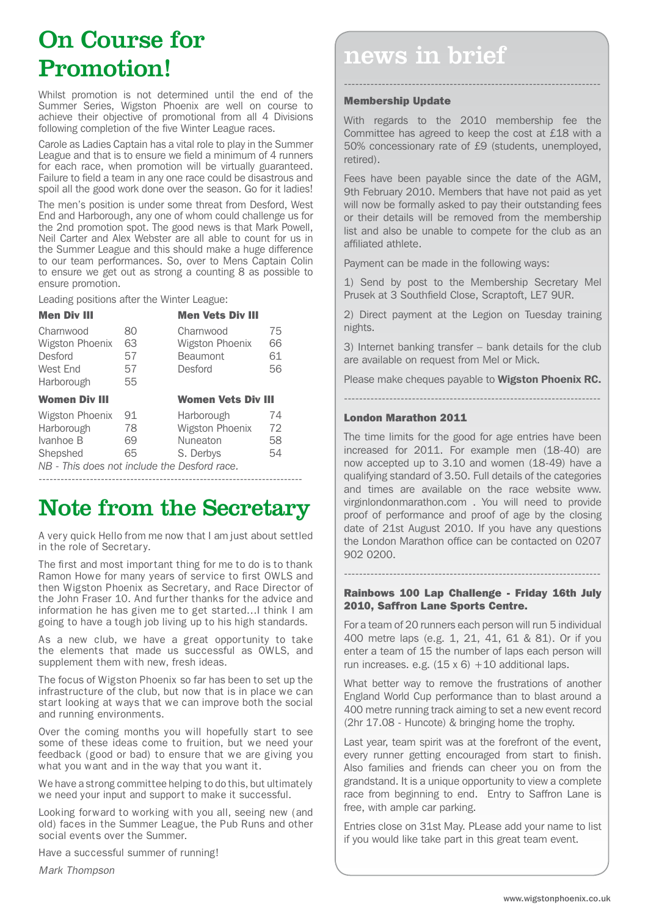# On Course for Promotion!

Whilst promotion is not determined until the end of the Summer Series, Wigston Phoenix are well on course to achieve their objective of promotional from all 4 Divisions following completion of the five Winter League races.

Carole as Ladies Captain has a vital role to play in the Summer League and that is to ensure we field a minimum of 4 runners for each race, when promotion will be virtually guaranteed. Failure to field a team in any one race could be disastrous and spoil all the good work done over the season. Go for it ladies!

The men's position is under some threat from Desford, West End and Harborough, any one of whom could challenge us for the 2nd promotion spot. The good news is that Mark Powell, Neil Carter and Alex Webster are all able to count for us in the Summer League and this should make a huge difference to our team performances. So, over to Mens Captain Colin to ensure we get out as strong a counting 8 as possible to ensure promotion.

Leading positions after the Winter League:

| **Men Div III** | | **Men Vets Div III** | |
|---|---|---|---|
| Charnwood | 80 | Charnwood | 75 |
| Wigston Phoenix | 63 | Wigston Phoenix | 66 |
| Desford | 57 | Beaumont | 61 |
| West End | 57 | Desford | 56 |
| Harborough | 55 | | |

| **Women Div III** | | **Women Vets Div III** | |
|---|---|---|---|
| Wigston Phoenix | 91 | Harborough | 74 |
| Harborough | 78 | Wigston Phoenix | 72 |
| Ivanhoe B | 69 | Nuneaton | 58 |
| Shepshed | 65 | S. Derbys | 54 |

*NB - This does not include the Desford race.*

# Note from the Secretary

A very quick Hello from me now that I am just about settled in the role of Secretary.

The first and most important thing for me to do is to thank Ramon Howe for many years of service to first OWLS and then Wigston Phoenix as Secretary, and Race Director of the John Fraser 10. And further thanks for the advice and information he has given me to get started…I think I am going to have a tough job living up to his high standards.

As a new club, we have a great opportunity to take the elements that made us successful as OWLS, and supplement them with new, fresh ideas.

The focus of Wigston Phoenix so far has been to set up the infrastructure of the club, but now that is in place we can start looking at ways that we can improve both the social and running environments.

Over the coming months you will hopefully start to see some of these ideas come to fruition, but we need your feedback (good or bad) to ensure that we are giving you what you want and in the way that you want it.

We have a strong committee helping to do this, but ultimately we need your input and support to make it successful.

Looking forward to working with you all, seeing new (and old) faces in the Summer League, the Pub Runs and other social events over the Summer.

Have a successful summer of running!

*Mark Thompson*

# news in brief

### Membership Update

With regards to the 2010 membership fee the Committee has agreed to keep the cost at £18 with a 50% concessionary rate of £9 (students, unemployed, retired).

Fees have been payable since the date of the AGM, 9th February 2010. Members that have not paid as yet will now be formally asked to pay their outstanding fees or their details will be removed from the membership list and also be unable to compete for the club as an affiliated athlete.

Payment can be made in the following ways:

1) Send by post to the Membership Secretary Mel Prusek at 3 Southfield Close, Scraptoft, LE7 9UR.

2) Direct payment at the Legion on Tuesday training nights.

3) Internet banking transfer – bank details for the club are available on request from Mel or Mick.

Please make cheques payable to **Wigston Phoenix RC.**

### London Marathon 2011

The time limits for the good for age entries have been increased for 2011. For example men (18-40) are now accepted up to 3.10 and women (18-49) have a qualifying standard of 3.50. Full details of the categories and times are available on the race website www.virginlondonmarathon.com . You will need to provide proof of performance and proof of age by the closing date of 21st August 2010. If you have any questions the London Marathon office can be contacted on 0207 902 0200.

### Rainbows 100 Lap Challenge - Friday 16th July 2010, Saffron Lane Sports Centre.

For a team of 20 runners each person will run 5 individual 400 metre laps (e.g. 1, 21, 41, 61 & 81). Or if you enter a team of 15 the number of laps each person will run increases. e.g. (15 x 6) +10 additional laps.

What better way to remove the frustrations of another England World Cup performance than to blast around a 400 metre running track aiming to set a new event record (2hr 17.08 - Huncote) & bringing home the trophy.

Last year, team spirit was at the forefront of the event, every runner getting encouraged from start to finish. Also families and friends can cheer you on from the grandstand. It is a unique opportunity to view a complete race from beginning to end. Entry to Saffron Lane is free, with ample car parking.

Entries close on 31st May. PLease add your name to list if you would like take part in this great team event.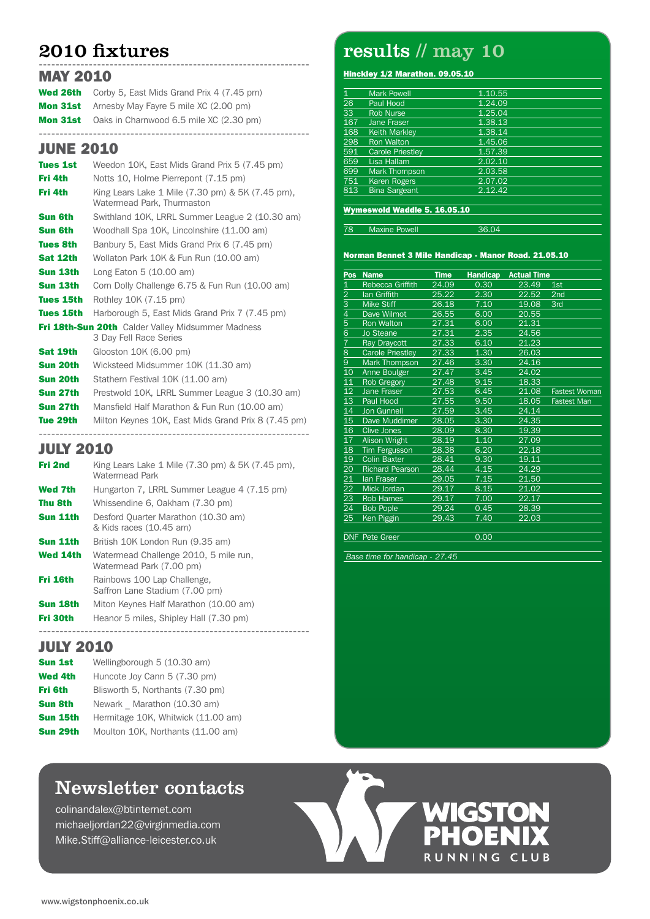# 2010 fixtures

## MAY 2010

**Wed 26th** Corby 5, East Mids Grand Prix 4 (7.45 pm)
**Mon 31st** Arnesby May Fayre 5 mile XC (2.00 pm)
**Mon 31st** Oaks in Charnwood 6.5 mile XC (2.30 pm)

## JUNE 2010

**Tues 1st** Weedon 10K, East Mids Grand Prix 5 (7.45 pm)
**Fri 4th** Notts 10, Holme Pierrepont (7.15 pm)
**Fri 4th** King Lears Lake 1 Mile (7.30 pm) & 5K (7.45 pm), Watermead Park, Thurmaston
**Sun 6th** Swithland 10K, LRRL Summer League 2 (10.30 am)
**Sun 6th** Woodhall Spa 10K, Lincolnshire (11.00 am)
**Tues 8th** Banbury 5, East Mids Grand Prix 6 (7.45 pm)
**Sat 12th** Wollaton Park 10K & Fun Run (10.00 am)
**Sun 13th** Long Eaton 5 (10.00 am)
**Sun 13th** Corn Dolly Challenge 6.75 & Fun Run (10.00 am)
**Tues 15th** Rothley 10K (7.15 pm)
**Tues 15th** Harborough 5, East Mids Grand Prix 7 (7.45 pm)
**Fri 18th-Sun 20th** Calder Valley Midsummer Madness 3 Day Fell Race Series
**Sat 19th** Glooston 10K (6.00 pm)
**Sun 20th** Wicksteed Midsummer 10K (11.30 am)
**Sun 20th** Stathern Festival 10K (11.00 am)
**Sun 27th** Prestwold 10K, LRRL Summer League 3 (10.30 am)
**Sun 27th** Mansfield Half Marathon & Fun Run (10.00 am)
**Tue 29th** Milton Keynes 10K, East Mids Grand Prix 8 (7.45 pm)

## JULY 2010

**Fri 2nd** King Lears Lake 1 Mile (7.30 pm) & 5K (7.45 pm), Watermead Park
**Wed 7th** Hungarton 7, LRRL Summer League 4 (7.15 pm)
**Thu 8th** Whissendine 6, Oakham (7.30 pm)
**Sun 11th** Desford Quarter Marathon (10.30 am) & Kids races (10.45 am)
**Sun 11th** British 10K London Run (9.35 am)
**Wed 14th** Watermead Challenge 2010, 5 mile run, Watermead Park (7.00 pm)
**Fri 16th** Rainbows 100 Lap Challenge, Saffron Lane Stadium (7.00 pm)
**Sun 18th** Miton Keynes Half Marathon (10.00 am)
**Fri 30th** Heanor 5 miles, Shipley Hall (7.30 pm)

## JULY 2010

**Sun 1st** Wellingborough 5 (10.30 am)
**Wed 4th** Huncote Joy Cann 5 (7.30 pm)
**Fri 6th** Blisworth 5, Northants (7.30 pm)
**Sun 8th** Newark _ Marathon (10.30 am)
**Sun 15th** Hermitage 10K, Whitwick (11.00 am)
**Sun 29th** Moulton 10K, Northants (11.00 am)

# results // may 10

### Hinckley 1/2 Marathon. 09.05.10

| | | |
|---|---|---|
| 1 | Mark Powell | 1.10.55 |
| 26 | Paul Hood | 1.24.09 |
| 33 | Rob Nurse | 1.25.04 |
| 167 | Jane Fraser | 1.38.13 |
| 168 | Keith Markley | 1.38.14 |
| 298 | Ron Walton | 1.45.06 |
| 591 | Carole Priestley | 1.57.39 |
| 659 | Lisa Hallam | 2.02.10 |
| 699 | Mark Thompson | 2.03.58 |
| 751 | Karen Rogers | 2.07.02 |
| 813 | Bina Sargeant | 2.12.42 |

### Wymeswold Waddle 5. 16.05.10

| | | |
|---|---|---|
| 78 | Maxine Powell | 36.04 |

### Norman Bennet 3 Mile Handicap - Manor Road. 21.05.10

| Pos | Name | Time | Handicap | Actual Time | |
|---|---|---|---|---|---|
| 1 | Rebecca Griffith | 24.09 | 0.30 | 23.49 | 1st |
| 2 | Ian Griffith | 25.22 | 2.30 | 22.52 | 2nd |
| 3 | Mike Stiff | 26.18 | 7.10 | 19.08 | 3rd |
| 4 | Dave Wilmot | 26.55 | 6.00 | 20.55 | |
| 5 | Ron Walton | 27.31 | 6.00 | 21.31 | |
| 6 | Jo Steane | 27.31 | 2.35 | 24.56 | |
| 7 | Ray Draycott | 27.33 | 6.10 | 21.23 | |
| 8 | Carole Priestley | 27.33 | 1.30 | 26.03 | |
| 9 | Mark Thompson | 27.46 | 3.30 | 24.16 | |
| 10 | Anne Boulger | 27.47 | 3.45 | 24.02 | |
| 11 | Rob Gregory | 27.48 | 9.15 | 18.33 | |
| 12 | Jane Fraser | 27.53 | 6.45 | 21.08 | Fastest Woman |
| 13 | Paul Hood | 27.55 | 9.50 | 18.05 | Fastest Man |
| 14 | Jon Gunnell | 27.59 | 3.45 | 24.14 | |
| 15 | Dave Muddimer | 28.05 | 3.30 | 24.35 | |
| 16 | Clive Jones | 28.09 | 8.30 | 19.39 | |
| 17 | Alison Wright | 28.19 | 1.10 | 27.09 | |
| 18 | Tim Fergusson | 28.38 | 6.20 | 22.18 | |
| 19 | Colin Baxter | 28.41 | 9.30 | 19.11 | |
| 20 | Richard Pearson | 28.44 | 4.15 | 24.29 | |
| 21 | Ian Fraser | 29.05 | 7.15 | 21.50 | |
| 22 | Mick Jordan | 29.17 | 8.15 | 21.02 | |
| 23 | Rob Hames | 29.17 | 7.00 | 22.17 | |
| 24 | Bob Pople | 29.24 | 0.45 | 28.39 | |
| 25 | Ken Piggin | 29.43 | 7.40 | 22.03 | |
| DNF | Pete Greer | | 0.00 | | |

*Base time for handicap - 27.45*

# Newsletter contacts

colinandalex@btinternet.com
michaeljordan22@virginmedia.com
Mike.Stiff@alliance-leicester.co.uk

WIGSTON PHOENIX RUNNING CLUB

www.wigstonphoenix.co.uk